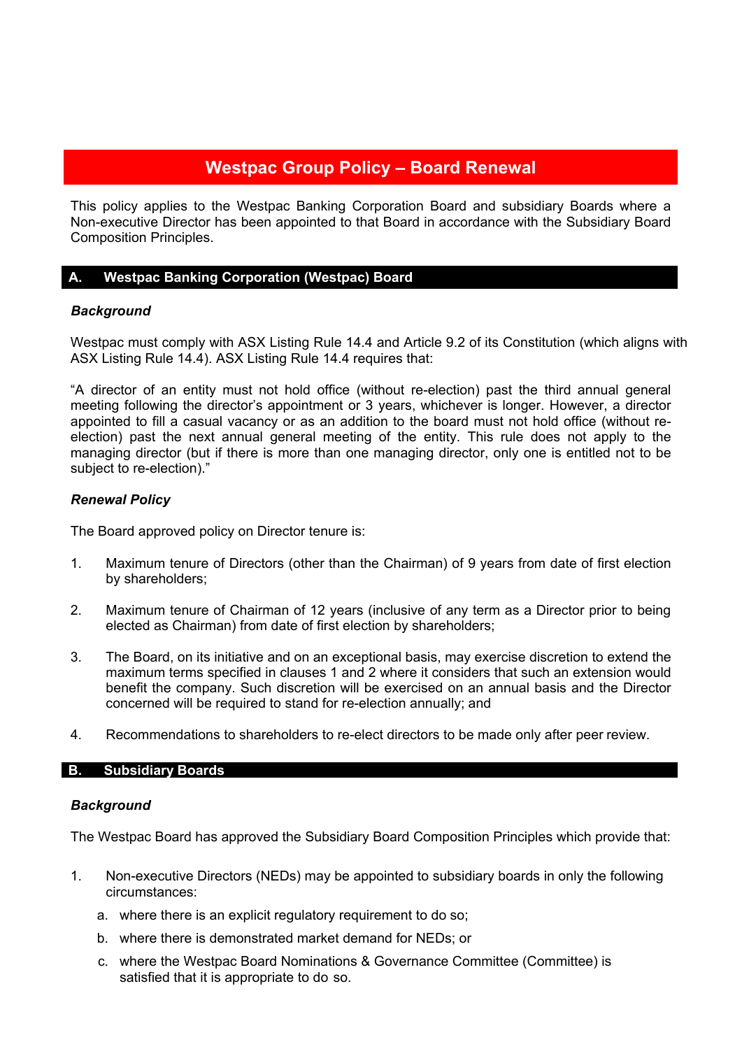# Westpac Group Policy – Board Renewal

This policy applies to the Westpac Banking Corporation Board and subsidiary Boards where a Non-executive Director has been appointed to that Board in accordance with the Subsidiary Board Composition Principles.

## A. Westpac Banking Corporation (Westpac) Board

***Background***

Westpac must comply with ASX Listing Rule 14.4 and Article 9.2 of its Constitution (which aligns with ASX Listing Rule 14.4). ASX Listing Rule 14.4 requires that:

"A director of an entity must not hold office (without re-election) past the third annual general meeting following the director's appointment or 3 years, whichever is longer. However, a director appointed to fill a casual vacancy or as an addition to the board must not hold office (without re-election) past the next annual general meeting of the entity. This rule does not apply to the managing director (but if there is more than one managing director, only one is entitled not to be subject to re-election)."

***Renewal Policy***

The Board approved policy on Director tenure is:

1. Maximum tenure of Directors (other than the Chairman) of 9 years from date of first election by shareholders;

2. Maximum tenure of Chairman of 12 years (inclusive of any term as a Director prior to being elected as Chairman) from date of first election by shareholders;

3. The Board, on its initiative and on an exceptional basis, may exercise discretion to extend the maximum terms specified in clauses 1 and 2 where it considers that such an extension would benefit the company. Such discretion will be exercised on an annual basis and the Director concerned will be required to stand for re-election annually; and

4. Recommendations to shareholders to re-elect directors to be made only after peer review.

## B. Subsidiary Boards

***Background***

The Westpac Board has approved the Subsidiary Board Composition Principles which provide that:

1. Non-executive Directors (NEDs) may be appointed to subsidiary boards in only the following circumstances:
   a. where there is an explicit regulatory requirement to do so;
   b. where there is demonstrated market demand for NEDs; or
   c. where the Westpac Board Nominations & Governance Committee (Committee) is satisfied that it is appropriate to do so.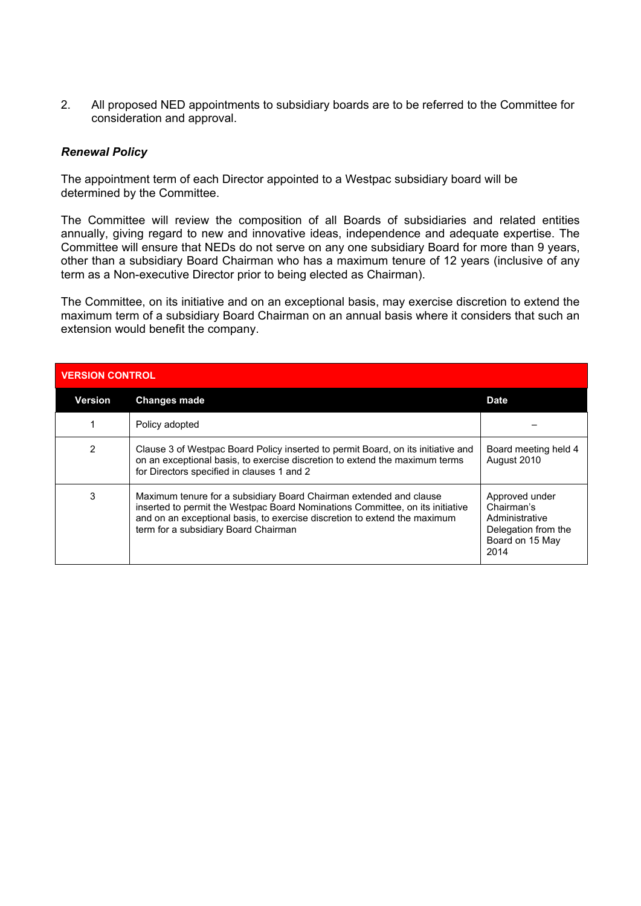2. All proposed NED appointments to subsidiary boards are to be referred to the Committee for consideration and approval.

***Renewal Policy***

The appointment term of each Director appointed to a Westpac subsidiary board will be determined by the Committee.

The Committee will review the composition of all Boards of subsidiaries and related entities annually, giving regard to new and innovative ideas, independence and adequate expertise. The Committee will ensure that NEDs do not serve on any one subsidiary Board for more than 9 years, other than a subsidiary Board Chairman who has a maximum tenure of 12 years (inclusive of any term as a Non-executive Director prior to being elected as Chairman).

The Committee, on its initiative and on an exceptional basis, may exercise discretion to extend the maximum term of a subsidiary Board Chairman on an annual basis where it considers that such an extension would benefit the company.

**VERSION CONTROL**

| Version | Changes made | Date |
|---|---|---|
| 1 | Policy adopted | – |
| 2 | Clause 3 of Westpac Board Policy inserted to permit Board, on its initiative and on an exceptional basis, to exercise discretion to extend the maximum terms for Directors specified in clauses 1 and 2 | Board meeting held 4 August 2010 |
| 3 | Maximum tenure for a subsidiary Board Chairman extended and clause inserted to permit the Westpac Board Nominations Committee, on its initiative and on an exceptional basis, to exercise discretion to extend the maximum term for a subsidiary Board Chairman | Approved under Chairman's Administrative Delegation from the Board on 15 May 2014 |